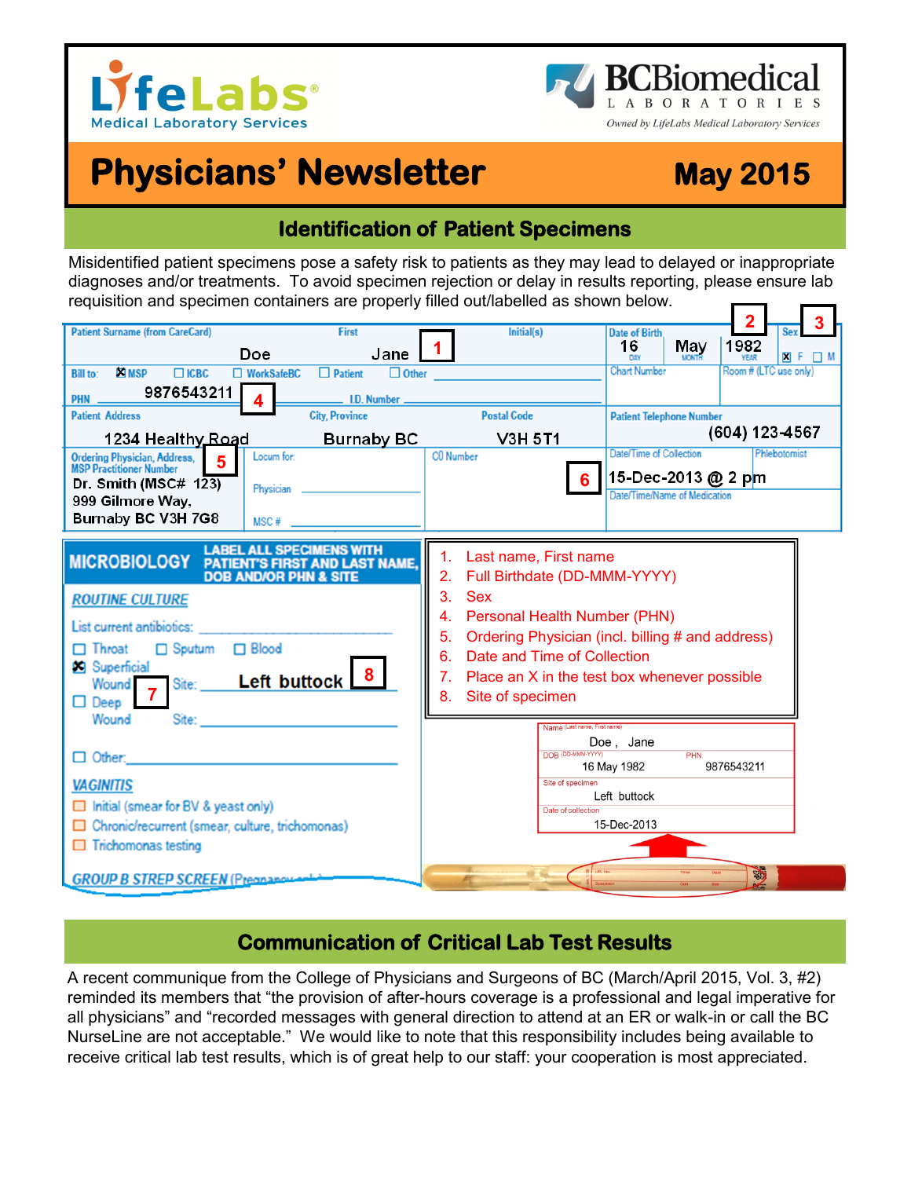LifeLabs Medical Laboratory Services

BCBiomedical Laboratories
Owned by LifeLabs Medical Laboratory Services

# Physicians' Newsletter

**May 2015**

## Identification of Patient Specimens

Misidentified patient specimens pose a safety risk to patients as they may lead to delayed or inappropriate diagnoses and/or treatments. To avoid specimen rejection or delay in results reporting, please ensure lab requisition and specimen containers are properly filled out/labelled as shown below.

| Patient Surname (from CareCard) | First | Initial(s) | Date of Birth | Sex |
|---|---|---|---|---|
| Doe | Jane **1** | | 16 (DAY) May (MONTH) 1982 (YEAR) **2** | ☒ F ☐ M **3** |

Bill to: ☒ MSP ☐ ICBC ☐ WorkSafeBC ☐ Patient ☐ Other

PHN: 9876543211 **4** — I.D. Number

Chart Number — Room # (LTC use only)

| Patient Address | City, Province | Postal Code | Patient Telephone Number |
|---|---|---|---|
| 1234 Healthy Road | Burnaby BC | V3H 5T1 | (604) 123-4567 |

Ordering Physician, Address, MSP Practitioner Number **5**: Dr. Smith (MSC# 123), 999 Gilmore Way, Burnaby BC V3H 7G8

Locum for: — Physician — MSC # — CO Number

Date/Time of Collection **6**: 15-Dec-2013 @ 2 pm — Phlebotomist

Date/Time/Name of Medication

**MICROBIOLOGY** — LABEL ALL SPECIMENS WITH PATIENT'S FIRST AND LAST NAME, DOB AND/OR PHN & SITE

*ROUTINE CULTURE*

List current antibiotics:

☐ Throat ☐ Sputum ☐ Blood

☒ Superficial Wound **7** Site: Left buttock **8**

☐ Deep Wound Site:

☐ Other:

*VAGINITIS*

☐ Initial (smear for BV & yeast only)

☐ Chronic/recurrent (smear, culture, trichomonas)

☐ Trichomonas testing

*GROUP B STREP SCREEN* (Pregnancy only)

1. Last name, First name
2. Full Birthdate (DD-MMM-YYYY)
3. Sex
4. Personal Health Number (PHN)
5. Ordering Physician (incl. billing # and address)
6. Date and Time of Collection
7. Place an X in the test box whenever possible
8. Site of specimen

| Name (Last name, First name) | |
|---|---|
| Doe , Jane | |
| DOB (DD-MMM-YYYY): 16 May 1982 | PHN: 9876543211 |
| Site of specimen: Left buttock | |
| Date of collection: 15-Dec-2013 | |

## Communication of Critical Lab Test Results

A recent communique from the College of Physicians and Surgeons of BC (March/April 2015, Vol. 3, #2) reminded its members that "the provision of after-hours coverage is a professional and legal imperative for all physicians" and "recorded messages with general direction to attend at an ER or walk-in or call the BC NurseLine are not acceptable." We would like to note that this responsibility includes being available to receive critical lab test results, which is of great help to our staff: your cooperation is most appreciated.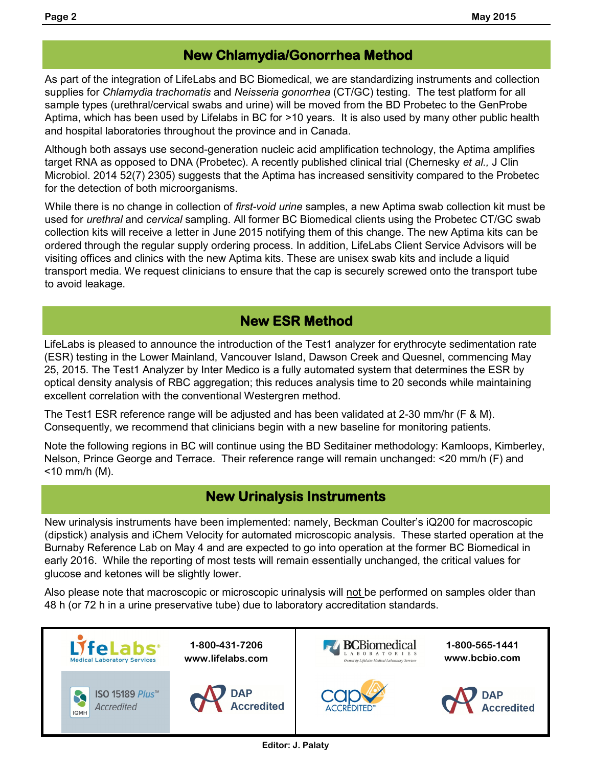## New Chlamydia/Gonorrhea Method

As part of the integration of LifeLabs and BC Biomedical, we are standardizing instruments and collection supplies for *Chlamydia trachomatis* and *Neisseria gonorrhea* (CT/GC) testing. The test platform for all sample types (urethral/cervical swabs and urine) will be moved from the BD Probetec to the GenProbe Aptima, which has been used by Lifelabs in BC for >10 years. It is also used by many other public health and hospital laboratories throughout the province and in Canada.

Although both assays use second-generation nucleic acid amplification technology, the Aptima amplifies target RNA as opposed to DNA (Probetec). A recently published clinical trial (Chernesky *et al.,* J Clin Microbiol. 2014 52(7) 2305) suggests that the Aptima has increased sensitivity compared to the Probetec for the detection of both microorganisms.

While there is no change in collection of *first-void urine* samples, a new Aptima swab collection kit must be used for *urethral* and *cervical* sampling. All former BC Biomedical clients using the Probetec CT/GC swab collection kits will receive a letter in June 2015 notifying them of this change. The new Aptima kits can be ordered through the regular supply ordering process. In addition, LifeLabs Client Service Advisors will be visiting offices and clinics with the new Aptima kits. These are unisex swab kits and include a liquid transport media. We request clinicians to ensure that the cap is securely screwed onto the transport tube to avoid leakage.

## New ESR Method

LifeLabs is pleased to announce the introduction of the Test1 analyzer for erythrocyte sedimentation rate (ESR) testing in the Lower Mainland, Vancouver Island, Dawson Creek and Quesnel, commencing May 25, 2015. The Test1 Analyzer by Inter Medico is a fully automated system that determines the ESR by optical density analysis of RBC aggregation; this reduces analysis time to 20 seconds while maintaining excellent correlation with the conventional Westergren method.

The Test1 ESR reference range will be adjusted and has been validated at 2-30 mm/hr (F & M). Consequently, we recommend that clinicians begin with a new baseline for monitoring patients.

Note the following regions in BC will continue using the BD Seditainer methodology: Kamloops, Kimberley, Nelson, Prince George and Terrace. Their reference range will remain unchanged: <20 mm/h (F) and <10 mm/h (M).

## New Urinalysis Instruments

New urinalysis instruments have been implemented: namely, Beckman Coulter's iQ200 for macroscopic (dipstick) analysis and iChem Velocity for automated microscopic analysis. These started operation at the Burnaby Reference Lab on May 4 and are expected to go into operation at the former BC Biomedical in early 2016. While the reporting of most tests will remain essentially unchanged, the critical values for glucose and ketones will be slightly lower.

Also please note that macroscopic or microscopic urinalysis will <u>not</u> be performed on samples older than 48 h (or 72 h in a urine preservative tube) due to laboratory accreditation standards.

LifeLabs Medical Laboratory Services
1-800-431-7206
www.lifelabs.com

ISO 15189 Plus™ Accredited — IQMH

DAP Accredited

BCBiomedical Laboratories — Owned by LifeLabs Medical Laboratory Services
1-800-565-1441
www.bcbio.com

CAP ACCREDITED™

DAP Accredited

Editor: J. Palaty